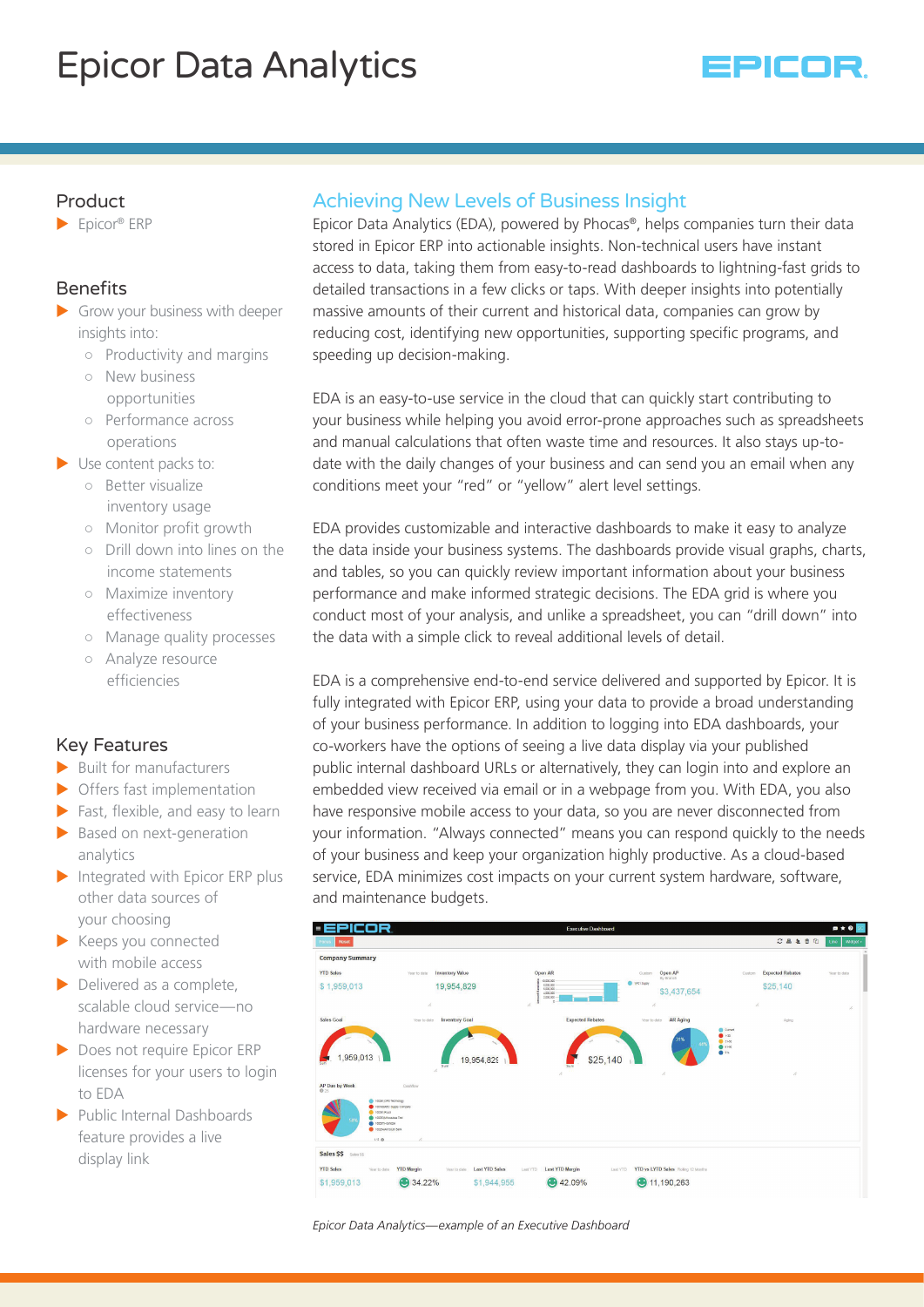# Epicor Data Analytics

## Product

- Epicor® ERP

## Benefits

- Grow your business with deeper insights into:
  - Productivity and margins
  - New business opportunities
  - Performance across operations
- Use content packs to:
  - Better visualize inventory usage
  - Monitor profit growth
  - Drill down into lines on the income statements
  - Maximize inventory effectiveness
  - Manage quality processes
  - Analyze resource efficiencies

## Key Features

- Built for manufacturers
- Offers fast implementation
- Fast, flexible, and easy to learn
- Based on next-generation analytics
- Integrated with Epicor ERP plus other data sources of your choosing
- Keeps you connected with mobile access
- Delivered as a complete, scalable cloud service—no hardware necessary
- Does not require Epicor ERP licenses for your users to login to EDA
- Public Internal Dashboards feature provides a live display link

## Achieving New Levels of Business Insight

Epicor Data Analytics (EDA), powered by Phocas®, helps companies turn their data stored in Epicor ERP into actionable insights. Non-technical users have instant access to data, taking them from easy-to-read dashboards to lightning-fast grids to detailed transactions in a few clicks or taps. With deeper insights into potentially massive amounts of their current and historical data, companies can grow by reducing cost, identifying new opportunities, supporting specific programs, and speeding up decision-making.

EDA is an easy-to-use service in the cloud that can quickly start contributing to your business while helping you avoid error-prone approaches such as spreadsheets and manual calculations that often waste time and resources. It also stays up-to-date with the daily changes of your business and can send you an email when any conditions meet your "red" or "yellow" alert level settings.

EDA provides customizable and interactive dashboards to make it easy to analyze the data inside your business systems. The dashboards provide visual graphs, charts, and tables, so you can quickly review important information about your business performance and make informed strategic decisions. The EDA grid is where you conduct most of your analysis, and unlike a spreadsheet, you can "drill down" into the data with a simple click to reveal additional levels of detail.

EDA is a comprehensive end-to-end service delivered and supported by Epicor. It is fully integrated with Epicor ERP, using your data to provide a broad understanding of your business performance. In addition to logging into EDA dashboards, your co-workers have the options of seeing a live data display via your published public internal dashboard URLs or alternatively, they can login into and explore an embedded view received via email or in a webpage from you. With EDA, you also have responsive mobile access to your data, so you are never disconnected from your information. "Always connected" means you can respond quickly to the needs of your business and keep your organization highly productive. As a cloud-based service, EDA minimizes cost impacts on your current system hardware, software, and maintenance budgets.

*Epicor Data Analytics—example of an Executive Dashboard*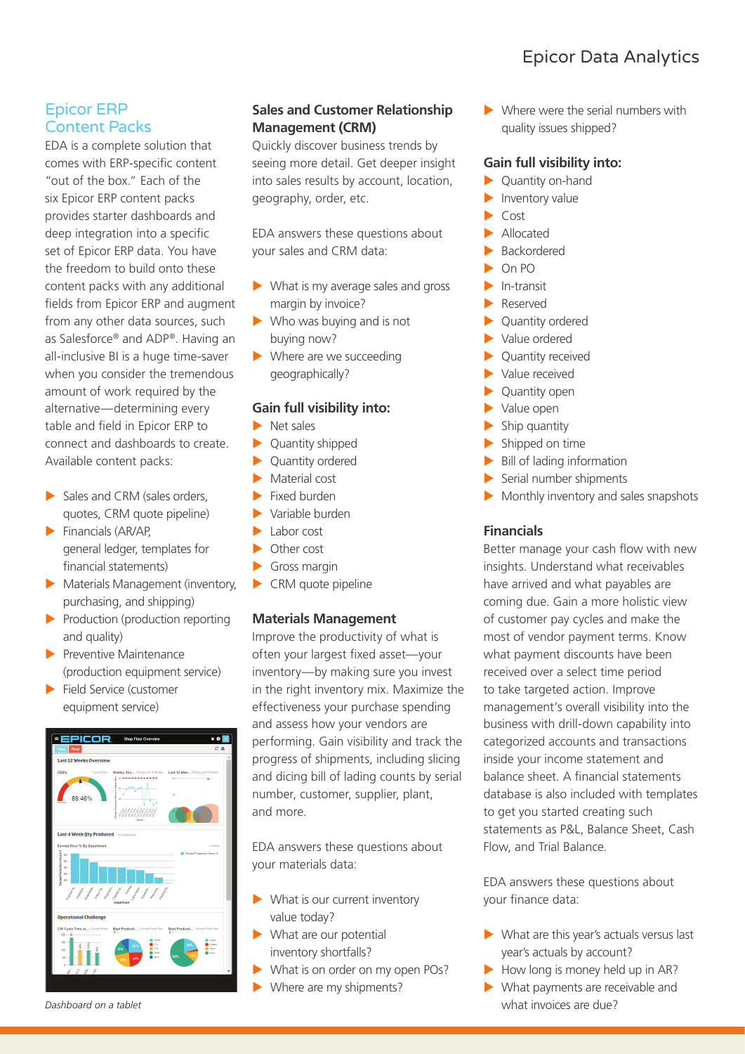## Epicor ERP Content Packs

EDA is a complete solution that comes with ERP-specific content "out of the box." Each of the six Epicor ERP content packs provides starter dashboards and deep integration into a specific set of Epicor ERP data. You have the freedom to build onto these content packs with any additional fields from Epicor ERP and augment from any other data sources, such as Salesforce® and ADP®. Having an all-inclusive BI is a huge time-saver when you consider the tremendous amount of work required by the alternative—determining every table and field in Epicor ERP to connect and dashboards to create. Available content packs:

- Sales and CRM (sales orders, quotes, CRM quote pipeline)
- Financials (AR/AP, general ledger, templates for financial statements)
- Materials Management (inventory, purchasing, and shipping)
- Production (production reporting and quality)
- Preventive Maintenance (production equipment service)
- Field Service (customer equipment service)

*Dashboard on a tablet*

### Sales and Customer Relationship Management (CRM)

Quickly discover business trends by seeing more detail. Get deeper insight into sales results by account, location, geography, order, etc.

EDA answers these questions about your sales and CRM data:

- What is my average sales and gross margin by invoice?
- Who was buying and is not buying now?
- Where are we succeeding geographically?

#### Gain full visibility into:

- Net sales
- Quantity shipped
- Quantity ordered
- Material cost
- Fixed burden
- Variable burden
- Labor cost
- Other cost
- Gross margin
- CRM quote pipeline

### Materials Management

Improve the productivity of what is often your largest fixed asset—your inventory—by making sure you invest in the right inventory mix. Maximize the effectiveness your purchase spending and assess how your vendors are performing. Gain visibility and track the progress of shipments, including slicing and dicing bill of lading counts by serial number, customer, supplier, plant, and more.

EDA answers these questions about your materials data:

- What is our current inventory value today?
- What are our potential inventory shortfalls?
- What is on order on my open POs?
- Where are my shipments?
- Where were the serial numbers with quality issues shipped?

#### Gain full visibility into:

- Quantity on-hand
- Inventory value
- Cost
- Allocated
- Backordered
- On PO
- In-transit
- Reserved
- Quantity ordered
- Value ordered
- Quantity received
- Value received
- Quantity open
- Value open
- Ship quantity
- Shipped on time
- Bill of lading information
- Serial number shipments
- Monthly inventory and sales snapshots

### Financials

Better manage your cash flow with new insights. Understand what receivables have arrived and what payables are coming due. Gain a more holistic view of customer pay cycles and make the most of vendor payment terms. Know what payment discounts have been received over a select time period to take targeted action. Improve management's overall visibility into the business with drill-down capability into categorized accounts and transactions inside your income statement and balance sheet. A financial statements database is also included with templates to get you started creating such statements as P&L, Balance Sheet, Cash Flow, and Trial Balance.

EDA answers these questions about your finance data:

- What are this year's actuals versus last year's actuals by account?
- How long is money held up in AR?
- What payments are receivable and what invoices are due?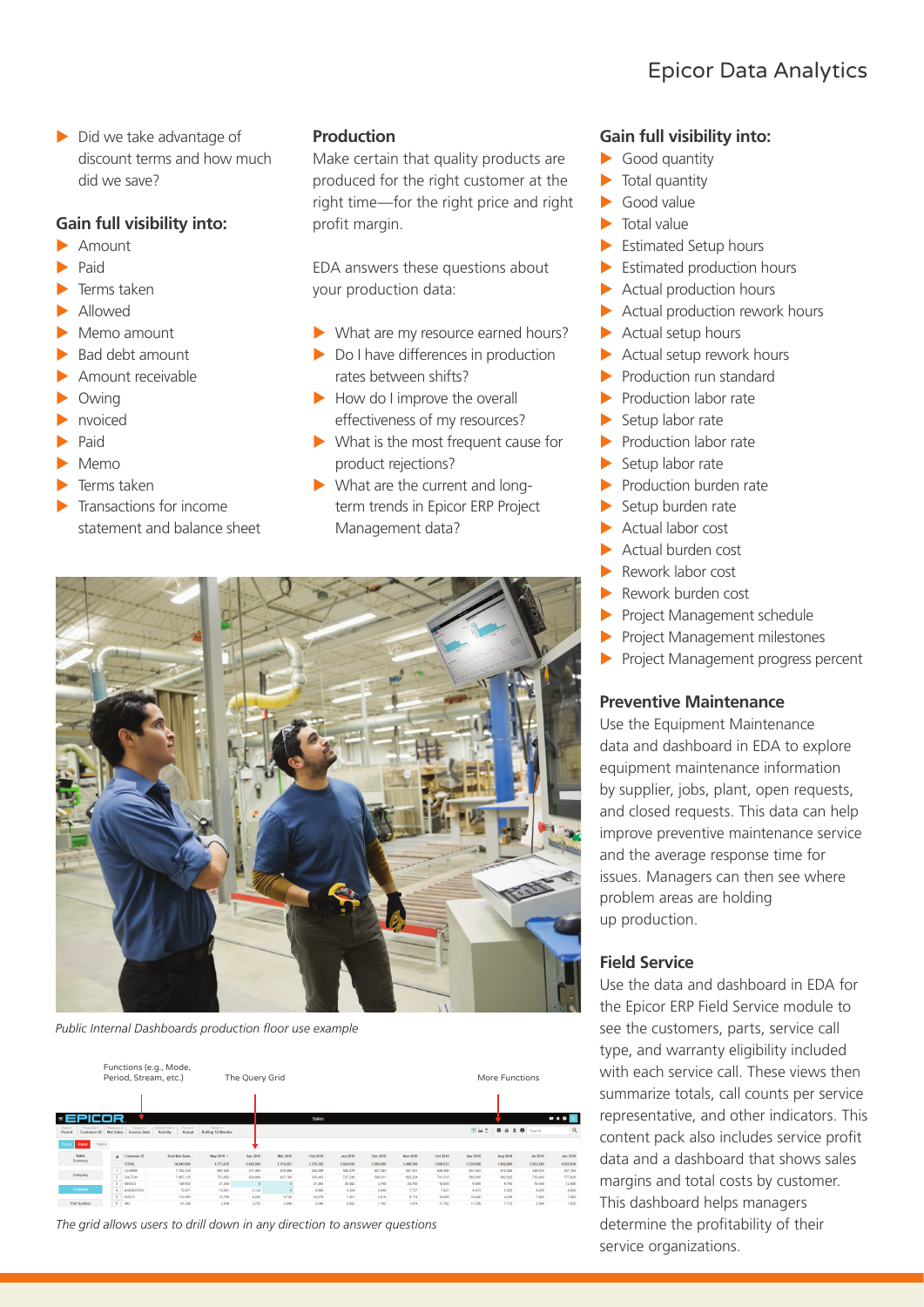- Did we take advantage of discount terms and how much did we save?

## Gain full visibility into:

- Amount
- Paid
- Terms taken
- Allowed
- Memo amount
- Bad debt amount
- Amount receivable
- Owing
- nvoiced
- Paid
- Memo
- Terms taken
- Transactions for income statement and balance sheet

## Production

Make certain that quality products are produced for the right customer at the right time—for the right price and right profit margin.

EDA answers these questions about your production data:

- What are my resource earned hours?
- Do I have differences in production rates between shifts?
- How do I improve the overall effectiveness of my resources?
- What is the most frequent cause for product rejections?
- What are the current and long-term trends in Epicor ERP Project Management data?

*Public Internal Dashboards production floor use example*

Functions (e.g., Mode, Period, Stream, etc.)

The Query Grid

More Functions

*The grid allows users to drill down in any direction to answer questions*

## Gain full visibility into:

- Good quantity
- Total quantity
- Good value
- Total value
- Estimated Setup hours
- Estimated production hours
- Actual production hours
- Actual production rework hours
- Actual setup hours
- Actual setup rework hours
- Production run standard
- Production labor rate
- Setup labor rate
- Production labor rate
- Setup labor rate
- Production burden rate
- Setup burden rate
- Actual labor cost
- Actual burden cost
- Rework labor cost
- Rework burden cost
- Project Management schedule
- Project Management milestones
- Project Management progress percent

## Preventive Maintenance

Use the Equipment Maintenance data and dashboard in EDA to explore equipment maintenance information by supplier, jobs, plant, open requests, and closed requests. This data can help improve preventive maintenance service and the average response time for issues. Managers can then see where problem areas are holding up production.

## Field Service

Use the data and dashboard in EDA for the Epicor ERP Field Service module to see the customers, parts, service call type, and warranty eligibility included with each service call. These views then summarize totals, call counts per service representative, and other indicators. This content pack also includes service profit data and a dashboard that shows sales margins and total costs by customer. This dashboard helps managers determine the profitability of their service organizations.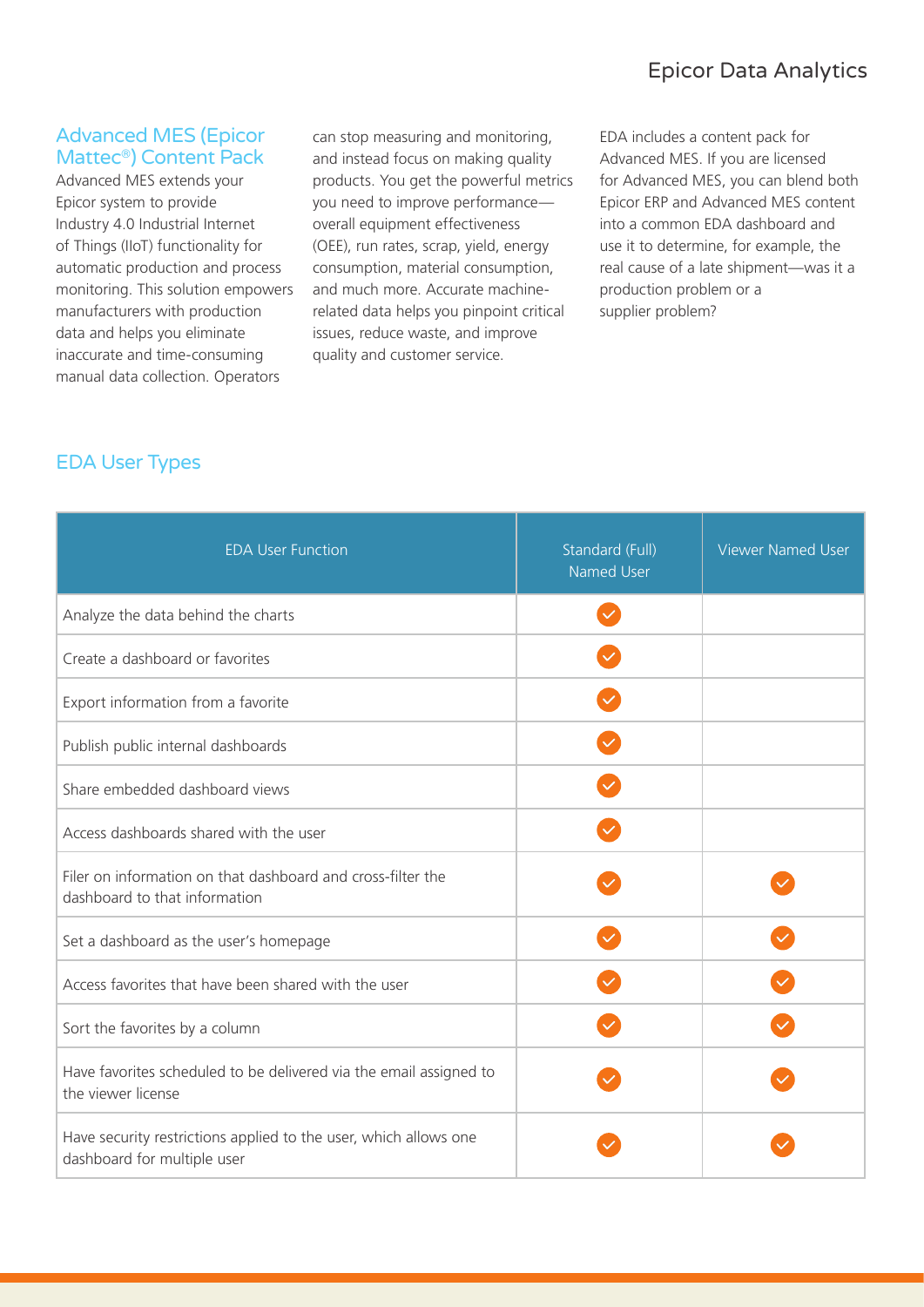## Advanced MES (Epicor Mattec®) Content Pack

Advanced MES extends your Epicor system to provide Industry 4.0 Industrial Internet of Things (IIoT) functionality for automatic production and process monitoring. This solution empowers manufacturers with production data and helps you eliminate inaccurate and time-consuming manual data collection. Operators can stop measuring and monitoring, and instead focus on making quality products. You get the powerful metrics you need to improve performance—overall equipment effectiveness (OEE), run rates, scrap, yield, energy consumption, material consumption, and much more. Accurate machine-related data helps you pinpoint critical issues, reduce waste, and improve quality and customer service.

EDA includes a content pack for Advanced MES. If you are licensed for Advanced MES, you can blend both Epicor ERP and Advanced MES content into a common EDA dashboard and use it to determine, for example, the real cause of a late shipment—was it a production problem or a supplier problem?

## EDA User Types

| EDA User Function | Standard (Full) Named User | Viewer Named User |
|---|---|---|
| Analyze the data behind the charts | ✓ | |
| Create a dashboard or favorites | ✓ | |
| Export information from a favorite | ✓ | |
| Publish public internal dashboards | ✓ | |
| Share embedded dashboard views | ✓ | |
| Access dashboards shared with the user | ✓ | |
| Filer on information on that dashboard and cross-filter the dashboard to that information | ✓ | ✓ |
| Set a dashboard as the user's homepage | ✓ | ✓ |
| Access favorites that have been shared with the user | ✓ | ✓ |
| Sort the favorites by a column | ✓ | ✓ |
| Have favorites scheduled to be delivered via the email assigned to the viewer license | ✓ | ✓ |
| Have security restrictions applied to the user, which allows one dashboard for multiple user | ✓ | ✓ |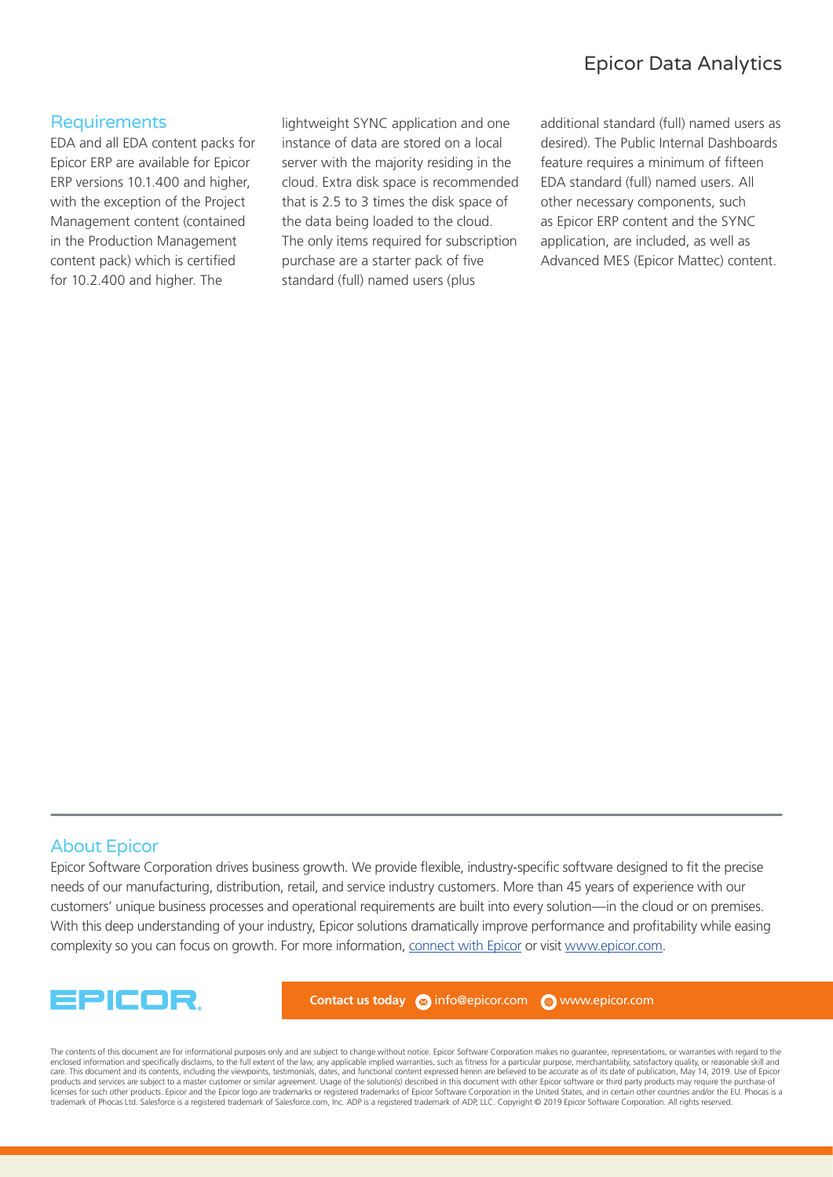## Requirements

EDA and all EDA content packs for Epicor ERP are available for Epicor ERP versions 10.1.400 and higher, with the exception of the Project Management content (contained in the Production Management content pack) which is certified for 10.2.400 and higher. The lightweight SYNC application and one instance of data are stored on a local server with the majority residing in the cloud. Extra disk space is recommended that is 2.5 to 3 times the disk space of the data being loaded to the cloud. The only items required for subscription purchase are a starter pack of five standard (full) named users (plus additional standard (full) named users as desired). The Public Internal Dashboards feature requires a minimum of fifteen EDA standard (full) named users. All other necessary components, such as Epicor ERP content and the SYNC application, are included, as well as Advanced MES (Epicor Mattec) content.

## About Epicor

Epicor Software Corporation drives business growth. We provide flexible, industry-specific software designed to fit the precise needs of our manufacturing, distribution, retail, and service industry customers. More than 45 years of experience with our customers' unique business processes and operational requirements are built into every solution—in the cloud or on premises. With this deep understanding of your industry, Epicor solutions dramatically improve performance and profitability while easing complexity so you can focus on growth. For more information, connect with Epicor or visit www.epicor.com.

EPICOR

**Contact us today** info@epicor.com www.epicor.com

The contents of this document are for informational purposes only and are subject to change without notice. Epicor Software Corporation makes no guarantee, representations, or warranties with regard to the enclosed information and specifically disclaims, to the full extent of the law, any applicable implied warranties, such as fitness for a particular purpose, merchantability, satisfactory quality, or reasonable skill and care. This document and its contents, including the viewpoints, testimonials, dates, and functional content expressed herein are believed to be accurate as of its date of publication, May 14, 2019. Use of Epicor products and services are subject to a master customer or similar agreement. Usage of the solution(s) described in this document with other Epicor software or third party products may require the purchase of licenses for such other products. Epicor and the Epicor logo are trademarks or registered trademarks of Epicor Software Corporation in the United States, and in certain other countries and/or the EU. Phocas is a trademark of Phocas Ltd. Salesforce is a registered trademark of Salesforce.com, Inc. ADP is a registered trademark of ADP, LLC. Copyright © 2019 Epicor Software Corporation. All rights reserved.